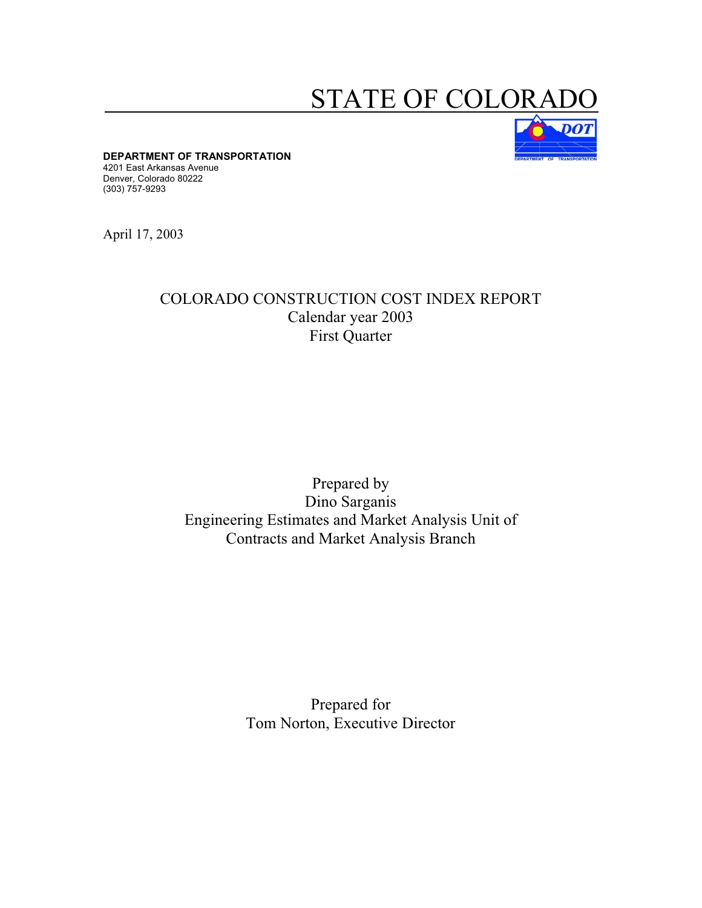# STATE OF COLORADO

**DEPARTMENT OF TRANSPORTATION**
4201 East Arkansas Avenue
Denver, Colorado 80222
(303) 757-9293

April 17, 2003

## COLORADO CONSTRUCTION COST INDEX REPORT
Calendar year 2003
First Quarter

Prepared by
Dino Sarganis
Engineering Estimates and Market Analysis Unit of
Contracts and Market Analysis Branch

Prepared for
Tom Norton, Executive Director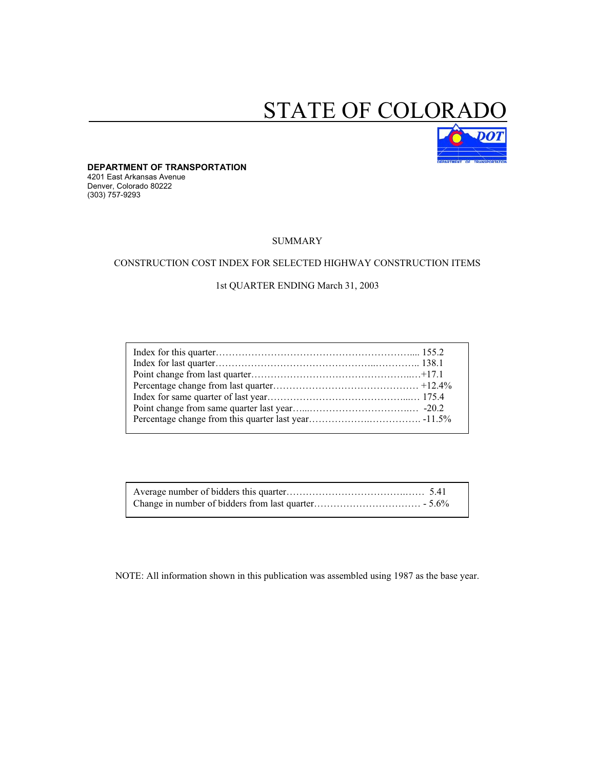# STATE OF COLORADO

**DEPARTMENT OF TRANSPORTATION**
4201 East Arkansas Avenue
Denver, Colorado 80222
(303) 757-9293

SUMMARY

CONSTRUCTION COST INDEX FOR SELECTED HIGHWAY CONSTRUCTION ITEMS

1st QUARTER ENDING March 31, 2003

| | |
|---|---|
| Index for this quarter | 155.2 |
| Index for last quarter | 138.1 |
| Point change from last quarter | +17.1 |
| Percentage change from last quarter | +12.4% |
| Index for same quarter of last year | 175.4 |
| Point change from same quarter last year | -20.2 |
| Percentage change from this quarter last year | -11.5% |

| | |
|---|---|
| Average number of bidders this quarter | 5.41 |
| Change in number of bidders from last quarter | - 5.6% |

NOTE: All information shown in this publication was assembled using 1987 as the base year.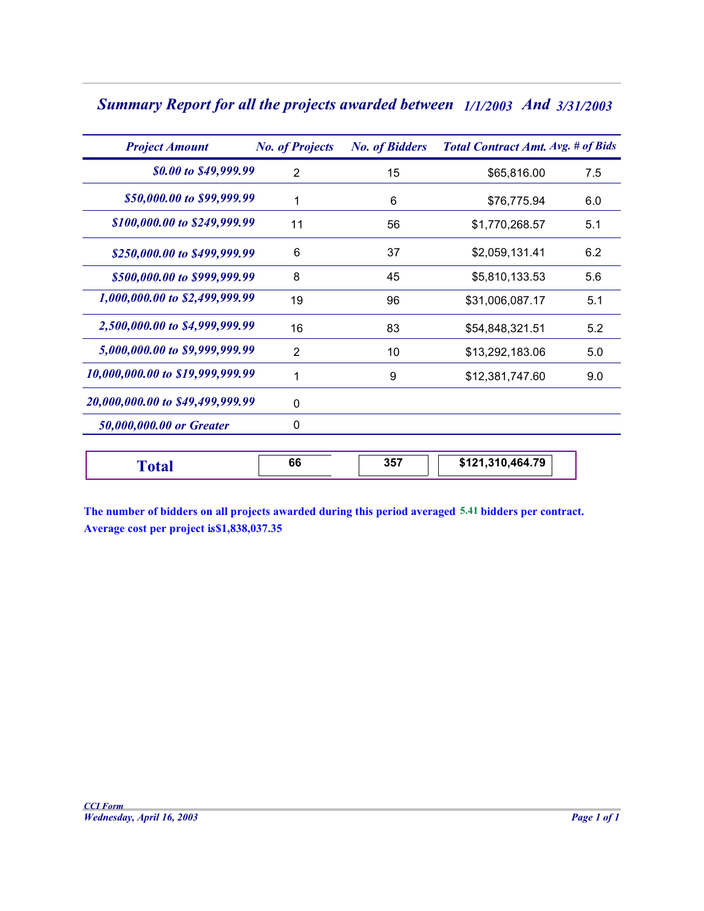## *Summary Report for all the projects awarded between 1/1/2003 And 3/31/2003*

| *Project Amount* | *No. of Projects* | *No. of Bidders* | *Total Contract Amt.* | *Avg. # of Bids* |
|---|---|---|---|---|
| *$0.00 to $49,999.99* | 2 | 15 | $65,816.00 | 7.5 |
| *$50,000.00 to $99,999.99* | 1 | 6 | $76,775.94 | 6.0 |
| *$100,000.00 to $249,999.99* | 11 | 56 | $1,770,268.57 | 5.1 |
| *$250,000.00 to $499,999.99* | 6 | 37 | $2,059,131.41 | 6.2 |
| *$500,000.00 to $999,999.99* | 8 | 45 | $5,810,133.53 | 5.6 |
| *1,000,000.00 to $2,499,999.99* | 19 | 96 | $31,006,087.17 | 5.1 |
| *2,500,000.00 to $4,999,999.99* | 16 | 83 | $54,848,321.51 | 5.2 |
| *5,000,000.00 to $9,999,999.99* | 2 | 10 | $13,292,183.06 | 5.0 |
| *10,000,000.00 to $19,999,999.99* | 1 | 9 | $12,381,747.60 | 9.0 |
| *20,000,000.00 to $49,499,999.99* | 0 | | | |
| *50,000,000.00 or Greater* | 0 | | | |
| **Total** | **66** | **357** | **$121,310,464.79** | |

**The number of bidders on all projects awarded during this period averaged 5.41 bidders per contract.**
**Average cost per project is$1,838,037.35**

*CCI Form*
*Wednesday, April 16, 2003*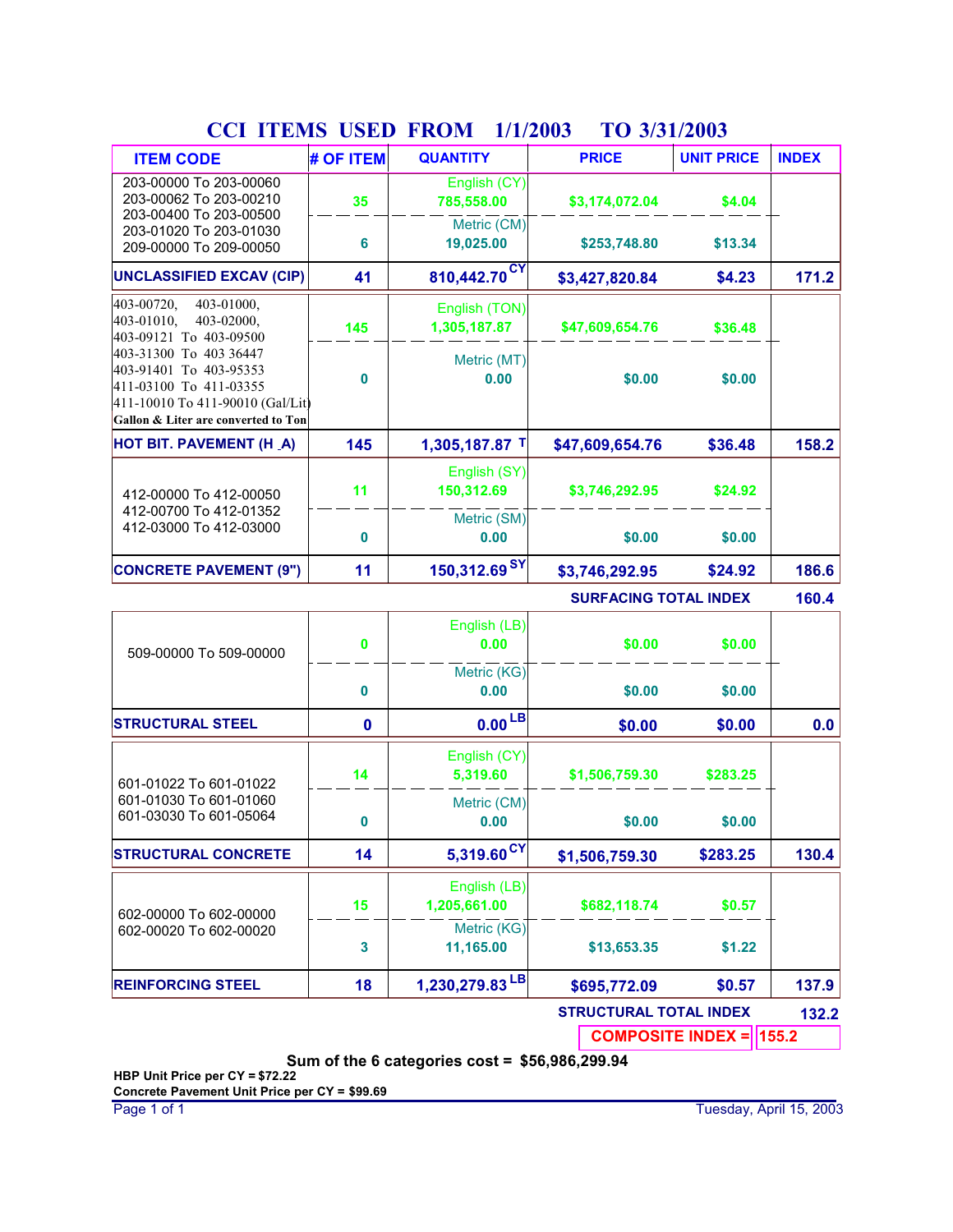# CCI ITEMS USED FROM 1/1/2003 TO 3/31/2003

| ITEM CODE | # OF ITEM | QUANTITY | PRICE | UNIT PRICE | INDEX |
|---|---|---|---|---|---|
| 203-00000 To 203-00060<br>203-00062 To 203-00210<br>203-00400 To 203-00500<br>203-01020 To 203-01030<br>209-00000 To 209-00050 | 35 | English (CY)<br>785,558.00 | $3,174,072.04 | $4.04 | |
| | 6 | Metric (CM)<br>19,025.00 | $253,748.80 | $13.34 | |
| **UNCLASSIFIED EXCAV (CIP)** | **41** | **810,442.70 CY** | **$3,427,820.84** | **$4.23** | **171.2** |
| 403-00720, 403-01000,<br>403-01010, 403-02000,<br>403-09121 To 403-09500<br>403-31300 To 403 36447<br>403-91401 To 403-95353<br>411-03100 To 411-03355<br>411-10010 To 411-90010 (Gal/Lit)<br>Gallon & Liter are converted to Ton | 145 | English (TON)<br>1,305,187.87 | $47,609,654.76 | $36.48 | |
| | 0 | Metric (MT)<br>0.00 | $0.00 | $0.00 | |
| **HOT BIT. PAVEMENT (H_A)** | **145** | **1,305,187.87 T** | **$47,609,654.76** | **$36.48** | **158.2** |
| 412-00000 To 412-00050<br>412-00700 To 412-01352<br>412-03000 To 412-03000 | 11 | English (SY)<br>150,312.69 | $3,746,292.95 | $24.92 | |
| | 0 | Metric (SM)<br>0.00 | $0.00 | $0.00 | |
| **CONCRETE PAVEMENT (9")** | **11** | **150,312.69 SY** | **$3,746,292.95** | **$24.92** | **186.6** |
| | | | | **SURFACING TOTAL INDEX** | **160.4** |
| 509-00000 To 509-00000 | 0 | English (LB)<br>0.00 | $0.00 | $0.00 | |
| | 0 | Metric (KG)<br>0.00 | $0.00 | $0.00 | |
| **STRUCTURAL STEEL** | **0** | **0.00 LB** | **$0.00** | **$0.00** | **0.0** |
| 601-01022 To 601-01022<br>601-01030 To 601-01060<br>601-03030 To 601-05064 | 14 | English (CY)<br>5,319.60 | $1,506,759.30 | $283.25 | |
| | 0 | Metric (CM)<br>0.00 | $0.00 | $0.00 | |
| **STRUCTURAL CONCRETE** | **14** | **5,319.60 CY** | **$1,506,759.30** | **$283.25** | **130.4** |
| 602-00000 To 602-00000<br>602-00020 To 602-00020 | 15 | English (LB)<br>1,205,661.00 | $682,118.74 | $0.57 | |
| | 3 | Metric (KG)<br>11,165.00 | $13,653.35 | $1.22 | |
| **REINFORCING STEEL** | **18** | **1,230,279.83 LB** | **$695,772.09** | **$0.57** | **137.9** |
| | | | | **STRUCTURAL TOTAL INDEX** | **132.2** |
| | | | | **COMPOSITE INDEX =** | **155.2** |

**Sum of the 6 categories cost = $56,986,299.94**

**HBP Unit Price per CY = $72.22**

**Concrete Pavement Unit Price per CY = $99.69**

Tuesday, April 15, 2003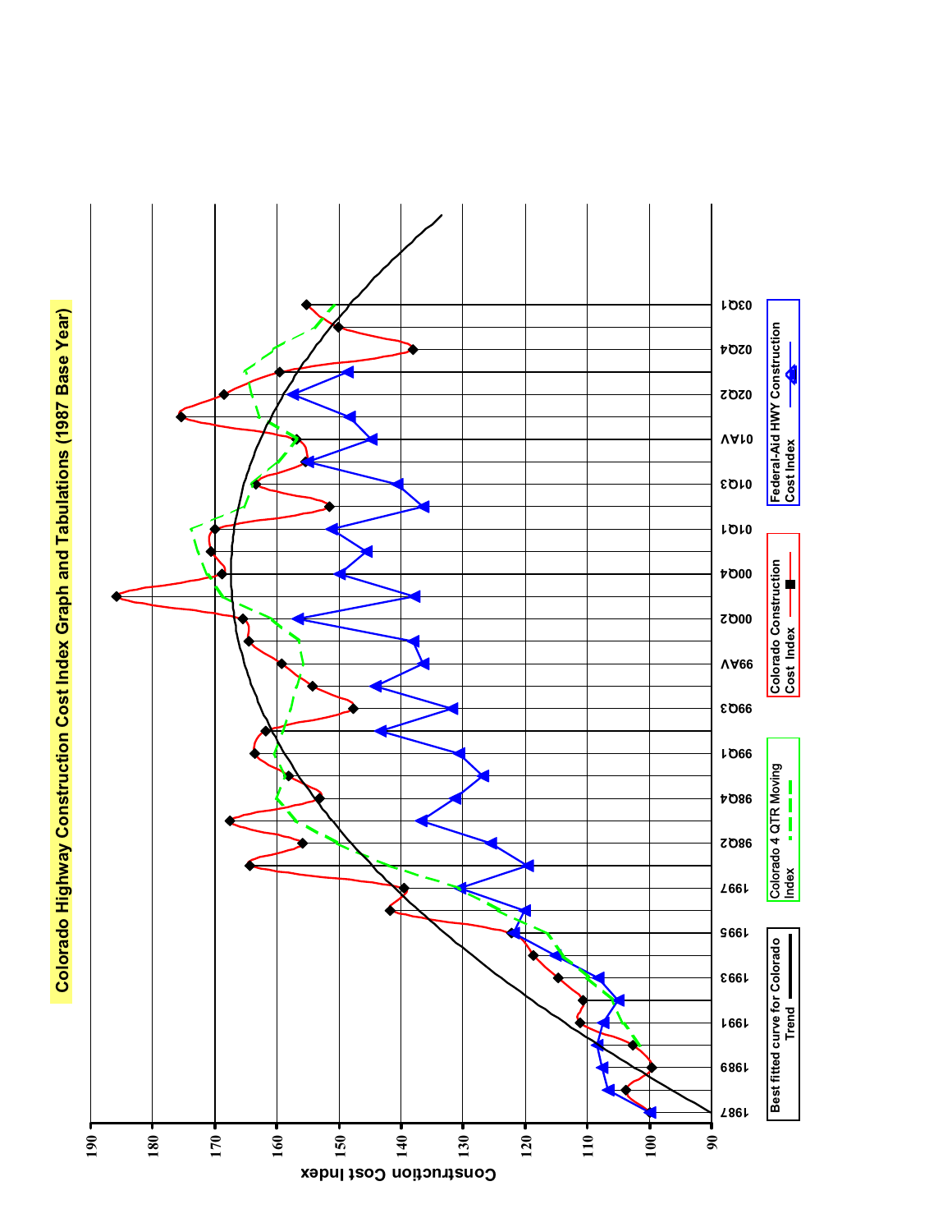# Colorado Highway Construction Cost Index Graph and Tabulations (1987 Base Year)

Construction Cost Index

190, 180, 170, 160, 150, 140, 130, 120, 110, 100, 90

1987, 1989, 1991, 1993, 1995, 1997, 98Q2, 98Q4, 99Q1, 99Q3, 99AV, 00Q2, 00Q4, 01Q1, 01Q3, 01AV, 02Q2, 02Q4, 03Q1

- Best fitted curve for Colorado Trend
- Colorado 4 QTR Moving Index
- Colorado Construction Cost Index
- Federal-Aid HWY Construction Cost Index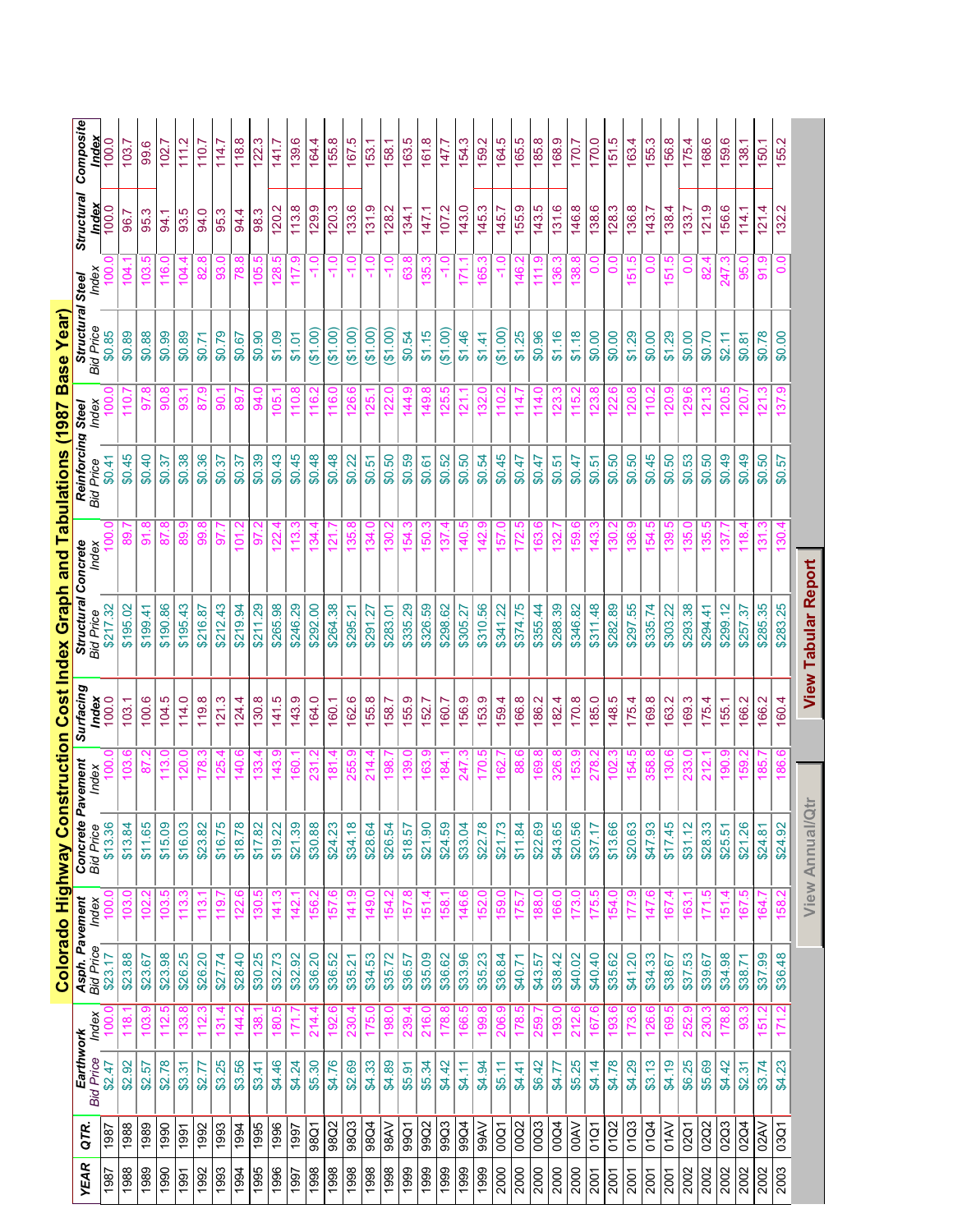# Colorado Highway Construction Cost Index Graph and Tabulations (1987 Base Year)

| YEAR | QTR. | Earthwork Bid Price | Earthwork Index | Asph. Pavement Bid Price | Asph. Pavement Index | Concrete Pavement Bid Price | Concrete Pavement Index | Surfacing Index | Structural Concrete Bid Price | Structural Concrete Index | Reinforcing Steel Bid Price | Reinforcing Steel Index | Structural Steel Bid Price | Structural Steel Index | Structural Index | Composite Index |
|---|---|---|---|---|---|---|---|---|---|---|---|---|---|---|---|---|
| 1987 | 1987 | $2.47 | 100.0 | $23.17 | 100.0 | $13.36 | 100.0 | 100.0 | $217.32 | 100.0 | $0.41 | 100.0 | $0.85 | 100.0 | 100.0 | 100.0 |
| 1988 | 1988 | $2.92 | 118.1 | $23.88 | 103.0 | $13.84 | 103.6 | 103.1 | $195.02 | 89.7 | $0.45 | 110.7 | $0.89 | 104.1 | 96.7 | 103.7 |
| 1989 | 1989 | $2.57 | 103.9 | $23.67 | 102.2 | $11.65 | 87.2 | 100.6 | $199.41 | 91.8 | $0.40 | 97.8 | $0.88 | 103.5 | 95.3 | 99.6 |
| 1990 | 1990 | $2.78 | 112.5 | $23.98 | 103.5 | $15.09 | 113.0 | 104.5 | $190.86 | 87.8 | $0.37 | 90.8 | $0.99 | 116.0 | 94.1 | 102.7 |
| 1991 | 1991 | $3.31 | 133.8 | $26.25 | 113.3 | $16.03 | 120.0 | 114.0 | $195.43 | 89.9 | $0.38 | 93.1 | $0.89 | 104.4 | 93.5 | 111.2 |
| 1992 | 1992 | $2.77 | 112.3 | $26.20 | 113.1 | $23.82 | 178.3 | 119.8 | $216.87 | 99.8 | $0.36 | 87.9 | $0.71 | 82.8 | 94.0 | 110.7 |
| 1993 | 1993 | $3.25 | 131.4 | $27.74 | 119.7 | $16.75 | 125.4 | 121.3 | $212.43 | 97.7 | $0.37 | 90.1 | $0.79 | 93.0 | 95.3 | 114.7 |
| 1994 | 1994 | $3.56 | 144.2 | $28.40 | 122.6 | $18.78 | 140.6 | 124.4 | $219.94 | 101.2 | $0.37 | 89.7 | $0.67 | 78.8 | 94.4 | 118.8 |
| 1995 | 1995 | $3.41 | 138.1 | $30.25 | 130.5 | $17.82 | 133.4 | 130.8 | $211.29 | 97.2 | $0.39 | 94.0 | $0.90 | 105.5 | 98.3 | 122.3 |
| 1996 | 1996 | $4.46 | 180.5 | $32.73 | 141.3 | $19.22 | 143.9 | 141.5 | $265.98 | 122.4 | $0.43 | 105.1 | $1.09 | 128.5 | 120.2 | 141.7 |
| 1997 | 1997 | $4.24 | 171.7 | $32.92 | 142.1 | $21.39 | 160.1 | 143.9 | $246.29 | 113.3 | $0.45 | 110.8 | $1.01 | 117.9 | 113.8 | 139.6 |
| 1998 | 98Q1 | $5.30 | 214.4 | $36.20 | 156.2 | $30.88 | 231.2 | 164.0 | $292.00 | 134.4 | $0.48 | 116.2 | ($1.00) | -1.0 | 129.9 | 164.4 |
| 1998 | 98Q2 | $4.76 | 192.6 | $36.52 | 157.6 | $24.23 | 181.4 | 160.1 | $264.38 | 121.7 | $0.48 | 116.0 | ($1.00) | -1.0 | 120.3 | 155.8 |
| 1998 | 98Q3 | $2.69 | 230.4 | $35.21 | 141.9 | $34.18 | 255.9 | 162.6 | $295.21 | 135.8 | $0.22 | 126.6 | ($1.00) | -1.0 | 133.6 | 167.5 |
| 1998 | 98Q4 | $4.33 | 175.0 | $34.53 | 149.0 | $28.64 | 214.4 | 155.8 | $291.27 | 134.0 | $0.51 | 125.1 | ($1.00) | -1.0 | 131.9 | 153.1 |
| 1998 | 98AV | $4.89 | 198.0 | $35.72 | 154.2 | $26.54 | 198.7 | 158.7 | $283.01 | 130.2 | $0.50 | 122.0 | ($1.00) | -1.0 | 128.2 | 158.1 |
| 1999 | 99Q1 | $5.91 | 239.4 | $36.57 | 157.8 | $18.57 | 139.0 | 155.9 | $335.29 | 154.3 | $0.59 | 144.9 | $0.54 | 63.8 | 134.1 | 163.5 |
| 1999 | 99Q2 | $5.34 | 216.0 | $35.09 | 151.4 | $21.90 | 163.9 | 152.7 | $326.59 | 150.3 | $0.61 | 149.8 | $1.15 | 135.3 | 147.1 | 161.8 |
| 1999 | 99Q3 | $4.42 | 178.8 | $36.62 | 158.1 | $24.59 | 184.1 | 160.7 | $298.62 | 137.4 | $0.52 | 125.5 | ($1.00) | -1.0 | 107.2 | 147.7 |
| 1999 | 99Q4 | $4.11 | 166.5 | $33.96 | 146.6 | $33.04 | 247.3 | 156.9 | $305.27 | 140.5 | $0.50 | 121.1 | $1.46 | 171.1 | 143.0 | 154.3 |
| 1999 | 99AV | $4.94 | 199.8 | $35.23 | 152.0 | $22.78 | 170.5 | 153.9 | $310.56 | 142.9 | $0.54 | 132.0 | $1.41 | 165.3 | 145.3 | 159.2 |
| 2000 | 00Q1 | $5.11 | 206.9 | $36.84 | 159.0 | $21.73 | 162.7 | 159.4 | $341.22 | 157.0 | $0.45 | 110.2 | ($1.00) | -1.0 | 145.7 | 164.5 |
| 2000 | 00Q2 | $4.41 | 178.5 | $40.71 | 175.7 | $11.84 | 88.6 | 166.8 | $374.75 | 172.5 | $0.47 | 114.7 | $1.25 | 146.2 | 155.9 | 165.5 |
| 2000 | 00Q3 | $6.42 | 259.7 | $43.57 | 188.0 | $22.69 | 169.8 | 186.2 | $355.44 | 163.6 | $0.47 | 114.0 | $0.96 | 111.9 | 143.5 | 185.8 |
| 2000 | 00Q4 | $4.77 | 193.0 | $38.42 | 166.0 | $43.65 | 326.8 | 182.4 | $288.39 | 132.7 | $0.51 | 123.3 | $1.16 | 136.3 | 131.6 | 168.9 |
| 2000 | 00AV | $5.25 | 212.6 | $40.02 | 173.0 | $20.56 | 153.9 | 170.8 | $346.82 | 159.6 | $0.47 | 115.2 | $1.18 | 138.8 | 146.8 | 170.7 |
| 2001 | 01Q1 | $4.14 | 167.6 | $40.40 | 175.5 | $37.17 | 278.2 | 185.0 | $311.48 | 143.3 | $0.51 | 123.8 | $0.00 | 0.0 | 138.6 | 170.0 |
| 2001 | 01Q2 | $4.78 | 193.6 | $35.62 | 154.0 | $13.66 | 102.3 | 148.5 | $282.89 | 130.2 | $0.50 | 122.6 | $0.00 | 0.0 | 128.3 | 151.5 |
| 2001 | 01Q3 | $4.29 | 173.6 | $41.20 | 177.9 | $20.63 | 154.5 | 175.4 | $297.55 | 136.9 | $0.50 | 120.8 | $1.29 | 151.5 | 136.8 | 163.4 |
| 2001 | 01Q4 | $3.13 | 126.6 | $34.33 | 147.6 | $47.93 | 358.8 | 169.8 | $335.74 | 154.5 | $0.45 | 110.2 | $0.00 | 0.0 | 143.7 | 155.3 |
| 2001 | 01AV | $4.19 | 169.5 | $38.67 | 167.4 | $17.45 | 130.6 | 163.2 | $303.22 | 139.5 | $0.50 | 120.9 | $1.29 | 151.5 | 138.4 | 156.8 |
| 2002 | 02Q1 | $6.25 | 252.9 | $37.53 | 163.1 | $31.12 | 233.0 | 169.3 | $293.38 | 135.0 | $0.53 | 129.6 | $0.00 | 0.0 | 133.7 | 175.4 |
| 2002 | 02Q2 | $5.69 | 230.3 | $39.67 | 171.5 | $28.33 | 212.1 | 175.4 | $294.41 | 135.5 | $0.50 | 121.3 | $0.70 | 82.4 | 121.9 | 168.6 |
| 2002 | 02Q3 | $4.42 | 178.8 | $34.98 | 151.4 | $25.51 | 190.9 | 155.1 | $299.12 | 137.7 | $0.49 | 120.5 | $2.11 | 247.3 | 156.6 | 159.6 |
| 2002 | 02Q4 | $2.31 | 93.3 | $38.71 | 167.5 | $21.26 | 159.2 | 166.2 | $257.37 | 118.4 | $0.49 | 120.7 | $0.81 | 95.0 | 114.1 | 138.1 |
| 2002 | 02AV | $3.74 | 151.2 | $37.99 | 164.7 | $24.81 | 185.7 | 166.2 | $285.35 | 131.3 | $0.50 | 121.3 | $0.78 | 91.9 | 121.4 | 150.1 |
| 2003 | 03Q1 | $4.23 | 171.2 | $36.48 | 158.2 | $24.92 | 186.6 | 160.4 | $283.25 | 130.4 | $0.57 | 137.9 | $0.00 | 0.0 | 132.2 | 155.2 |

View Annual/Qtr

View Tabular Report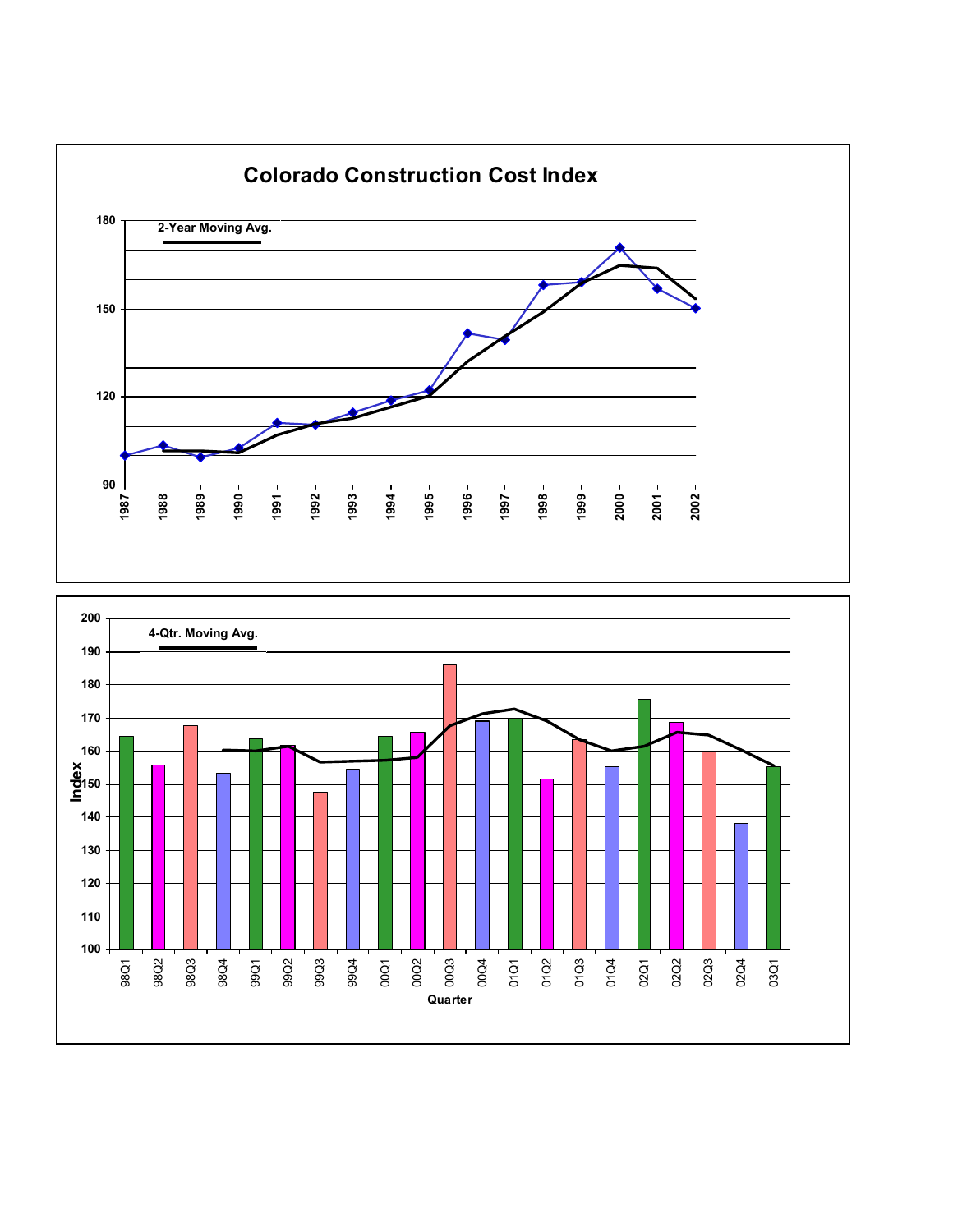# Colorado Construction Cost Index

2-Year Moving Avg.

180
150
120
90

1987 1988 1989 1990 1991 1992 1993 1994 1995 1996 1997 1998 1999 2000 2001 2002

4-Qtr. Moving Avg.

Index

200
190
180
170
160
150
140
130
120
110
100

98Q1 98Q2 98Q3 98Q4 99Q1 99Q2 99Q3 99Q4 00Q1 00Q2 00Q3 00Q4 01Q1 01Q2 01Q3 01Q4 02Q1 02Q2 02Q3 02Q4 03Q1

Quarter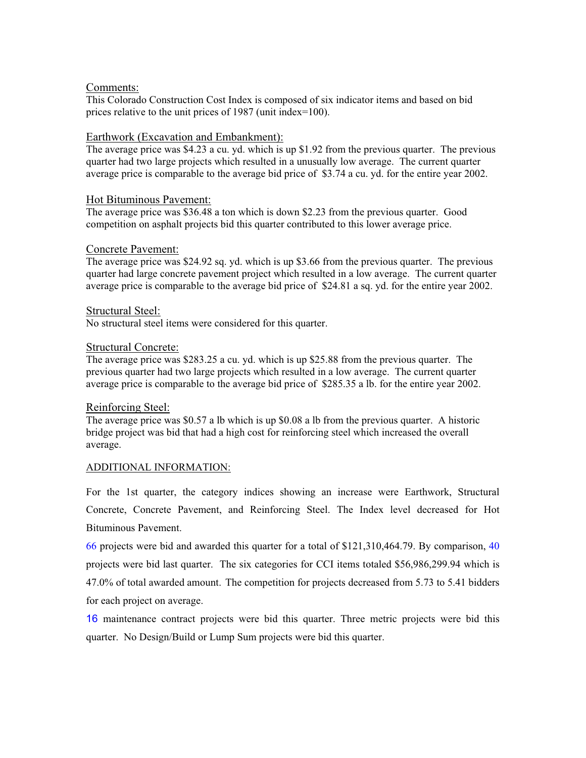## Comments:

This Colorado Construction Cost Index is composed of six indicator items and based on bid prices relative to the unit prices of 1987 (unit index=100).

## Earthwork (Excavation and Embankment):

The average price was $4.23 a cu. yd. which is up $1.92 from the previous quarter. The previous quarter had two large projects which resulted in a unusually low average. The current quarter average price is comparable to the average bid price of $3.74 a cu. yd. for the entire year 2002.

## Hot Bituminous Pavement:

The average price was $36.48 a ton which is down $2.23 from the previous quarter. Good competition on asphalt projects bid this quarter contributed to this lower average price.

## Concrete Pavement:

The average price was $24.92 sq. yd. which is up $3.66 from the previous quarter. The previous quarter had large concrete pavement project which resulted in a low average. The current quarter average price is comparable to the average bid price of $24.81 a sq. yd. for the entire year 2002.

## Structural Steel:

No structural steel items were considered for this quarter.

## Structural Concrete:

The average price was $283.25 a cu. yd. which is up $25.88 from the previous quarter. The previous quarter had two large projects which resulted in a low average. The current quarter average price is comparable to the average bid price of $285.35 a lb. for the entire year 2002.

## Reinforcing Steel:

The average price was $0.57 a lb which is up $0.08 a lb from the previous quarter. A historic bridge project was bid that had a high cost for reinforcing steel which increased the overall average.

## ADDITIONAL INFORMATION:

For the 1st quarter, the category indices showing an increase were Earthwork, Structural Concrete, Concrete Pavement, and Reinforcing Steel. The Index level decreased for Hot Bituminous Pavement.

66 projects were bid and awarded this quarter for a total of $121,310,464.79. By comparison, 40 projects were bid last quarter. The six categories for CCI items totaled $56,986,299.94 which is 47.0% of total awarded amount. The competition for projects decreased from 5.73 to 5.41 bidders for each project on average.

16 maintenance contract projects were bid this quarter. Three metric projects were bid this quarter. No Design/Build or Lump Sum projects were bid this quarter.